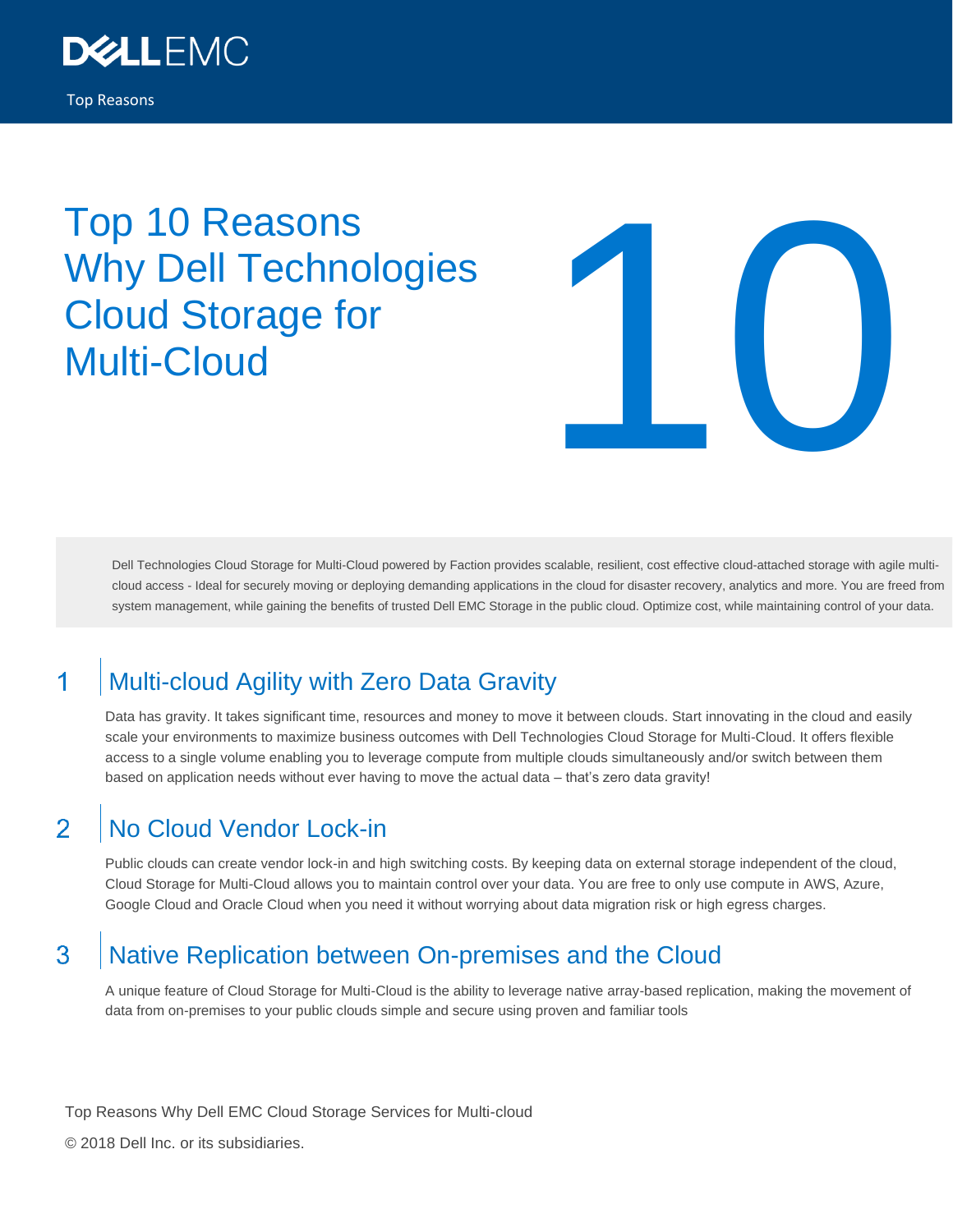Top Reasons

# Top 10 Reasons Why Dell Technologies Cloud Storage for Multi-Cloud

Dell Technologies Cloud Storage for Multi-Cloud powered by Faction provides scalable, resilient, cost effective cloud-attached storage with agile multi-cloud access - Ideal for securely moving or deploying demanding applications in the cloud for disaster recovery, analytics and more. You are freed from system management, while gaining the benefits of trusted Dell EMC Storage in the public cloud. Optimize cost, while maintaining control of your data.

## 1 Multi-cloud Agility with Zero Data Gravity

Data has gravity. It takes significant time, resources and money to move it between clouds. Start innovating in the cloud and easily scale your environments to maximize business outcomes with Dell Technologies Cloud Storage for Multi-Cloud. It offers flexible access to a single volume enabling you to leverage compute from multiple clouds simultaneously and/or switch between them based on application needs without ever having to move the actual data – that's zero data gravity!

## 2 No Cloud Vendor Lock-in

Public clouds can create vendor lock-in and high switching costs. By keeping data on external storage independent of the cloud, Cloud Storage for Multi-Cloud allows you to maintain control over your data. You are free to only use compute in AWS, Azure, Google Cloud and Oracle Cloud when you need it without worrying about data migration risk or high egress charges.

## 3 Native Replication between On-premises and the Cloud

A unique feature of Cloud Storage for Multi-Cloud is the ability to leverage native array-based replication, making the movement of data from on-premises to your public clouds simple and secure using proven and familiar tools

Top Reasons Why Dell EMC Cloud Storage Services for Multi-cloud

© 2018 Dell Inc. or its subsidiaries.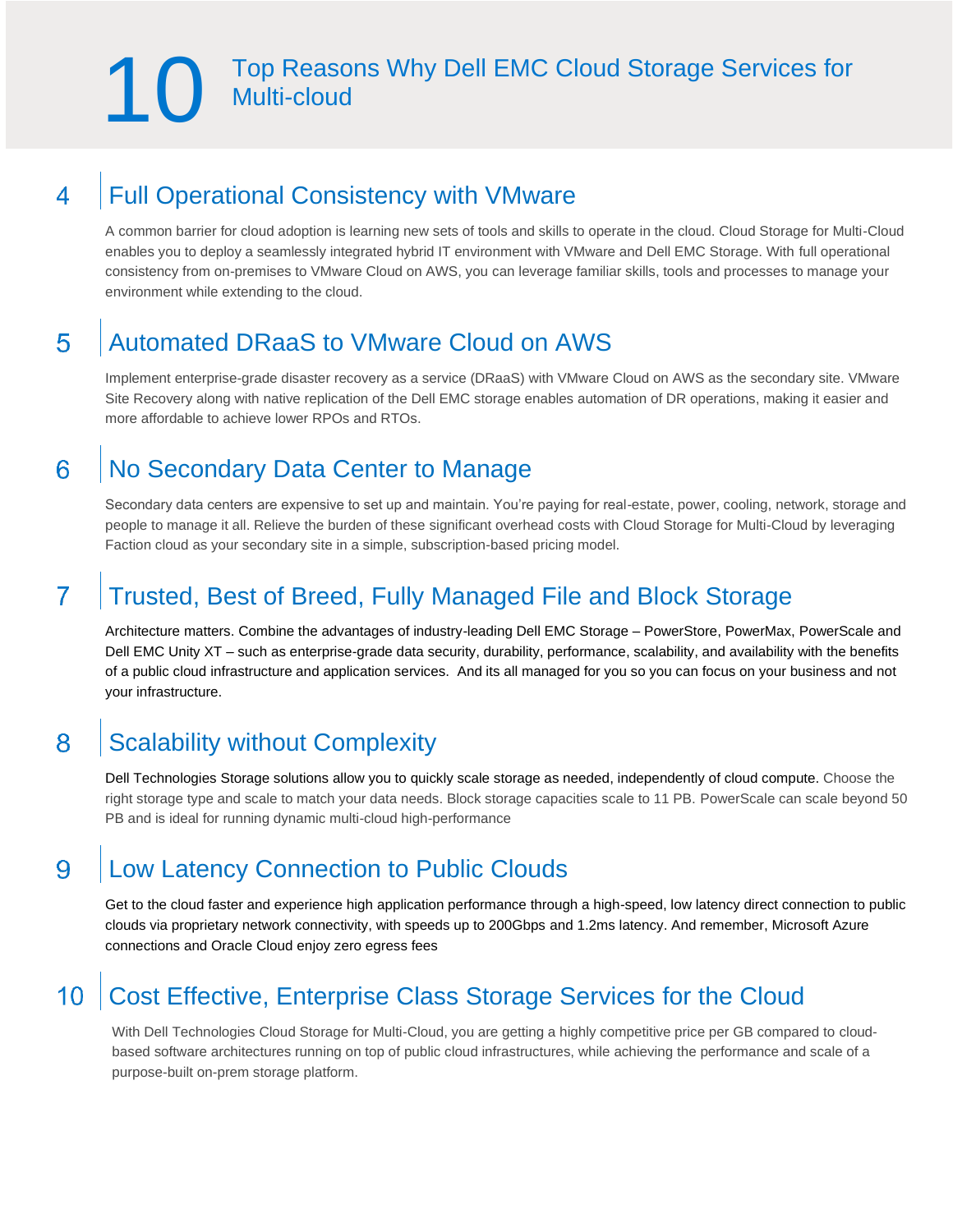# 10 Top Reasons Why Dell EMC Cloud Storage Services for Multi-cloud

## 4 Full Operational Consistency with VMware

A common barrier for cloud adoption is learning new sets of tools and skills to operate in the cloud. Cloud Storage for Multi-Cloud enables you to deploy a seamlessly integrated hybrid IT environment with VMware and Dell EMC Storage. With full operational consistency from on-premises to VMware Cloud on AWS, you can leverage familiar skills, tools and processes to manage your environment while extending to the cloud.

## 5 Automated DRaaS to VMware Cloud on AWS

Implement enterprise-grade disaster recovery as a service (DRaaS) with VMware Cloud on AWS as the secondary site. VMware Site Recovery along with native replication of the Dell EMC storage enables automation of DR operations, making it easier and more affordable to achieve lower RPOs and RTOs.

## 6 No Secondary Data Center to Manage

Secondary data centers are expensive to set up and maintain. You're paying for real-estate, power, cooling, network, storage and people to manage it all. Relieve the burden of these significant overhead costs with Cloud Storage for Multi-Cloud by leveraging Faction cloud as your secondary site in a simple, subscription-based pricing model.

## 7 Trusted, Best of Breed, Fully Managed File and Block Storage

Architecture matters. Combine the advantages of industry-leading Dell EMC Storage – PowerStore, PowerMax, PowerScale and Dell EMC Unity XT – such as enterprise-grade data security, durability, performance, scalability, and availability with the benefits of a public cloud infrastructure and application services. And its all managed for you so you can focus on your business and not your infrastructure.

## 8 Scalability without Complexity

Dell Technologies Storage solutions allow you to quickly scale storage as needed, independently of cloud compute. Choose the right storage type and scale to match your data needs. Block storage capacities scale to 11 PB. PowerScale can scale beyond 50 PB and is ideal for running dynamic multi-cloud high-performance

## 9 Low Latency Connection to Public Clouds

Get to the cloud faster and experience high application performance through a high-speed, low latency direct connection to public clouds via proprietary network connectivity, with speeds up to 200Gbps and 1.2ms latency. And remember, Microsoft Azure connections and Oracle Cloud enjoy zero egress fees

## 10 Cost Effective, Enterprise Class Storage Services for the Cloud

With Dell Technologies Cloud Storage for Multi-Cloud, you are getting a highly competitive price per GB compared to cloud-based software architectures running on top of public cloud infrastructures, while achieving the performance and scale of a purpose-built on-prem storage platform.